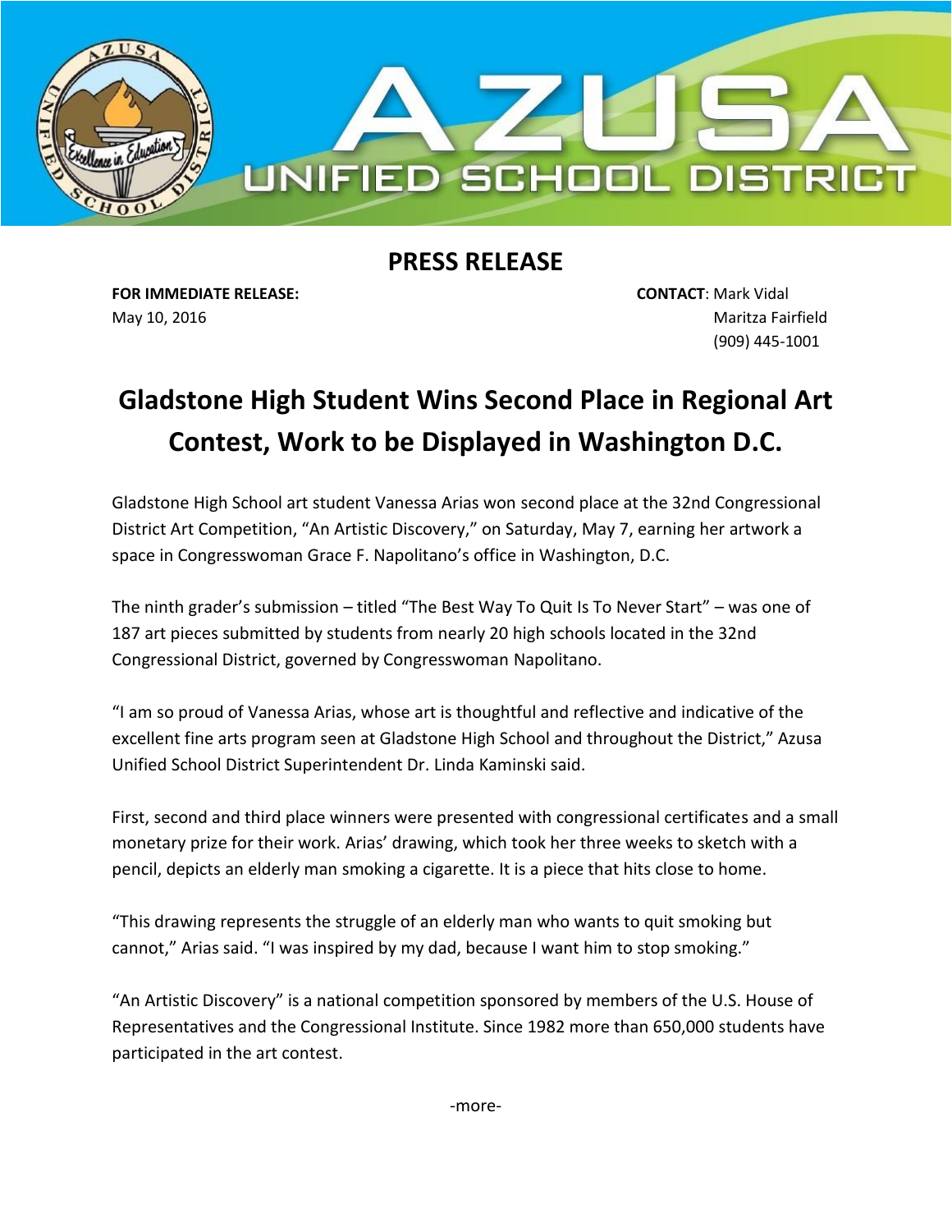# AZUSA UNIFIED SCHOOL DISTRICT

## PRESS RELEASE

**FOR IMMEDIATE RELEASE:**
May 10, 2016

**CONTACT**: Mark Vidal
Maritza Fairfield
(909) 445-1001

# Gladstone High Student Wins Second Place in Regional Art Contest, Work to be Displayed in Washington D.C.

Gladstone High School art student Vanessa Arias won second place at the 32nd Congressional District Art Competition, "An Artistic Discovery," on Saturday, May 7, earning her artwork a space in Congresswoman Grace F. Napolitano's office in Washington, D.C.

The ninth grader's submission – titled "The Best Way To Quit Is To Never Start" – was one of 187 art pieces submitted by students from nearly 20 high schools located in the 32nd Congressional District, governed by Congresswoman Napolitano.

"I am so proud of Vanessa Arias, whose art is thoughtful and reflective and indicative of the excellent fine arts program seen at Gladstone High School and throughout the District," Azusa Unified School District Superintendent Dr. Linda Kaminski said.

First, second and third place winners were presented with congressional certificates and a small monetary prize for their work. Arias' drawing, which took her three weeks to sketch with a pencil, depicts an elderly man smoking a cigarette. It is a piece that hits close to home.

"This drawing represents the struggle of an elderly man who wants to quit smoking but cannot," Arias said. "I was inspired by my dad, because I want him to stop smoking."

"An Artistic Discovery" is a national competition sponsored by members of the U.S. House of Representatives and the Congressional Institute. Since 1982 more than 650,000 students have participated in the art contest.

-more-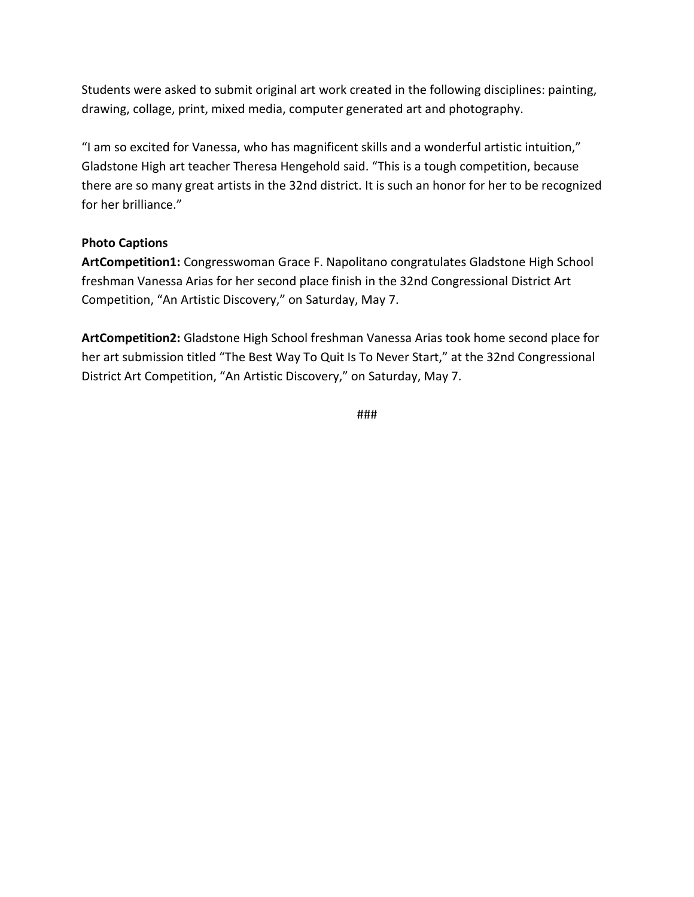Students were asked to submit original art work created in the following disciplines: painting, drawing, collage, print, mixed media, computer generated art and photography.

"I am so excited for Vanessa, who has magnificent skills and a wonderful artistic intuition," Gladstone High art teacher Theresa Hengehold said. "This is a tough competition, because there are so many great artists in the 32nd district. It is such an honor for her to be recognized for her brilliance."

**Photo Captions**

**ArtCompetition1:** Congresswoman Grace F. Napolitano congratulates Gladstone High School freshman Vanessa Arias for her second place finish in the 32nd Congressional District Art Competition, "An Artistic Discovery," on Saturday, May 7.

**ArtCompetition2:** Gladstone High School freshman Vanessa Arias took home second place for her art submission titled "The Best Way To Quit Is To Never Start," at the 32nd Congressional District Art Competition, "An Artistic Discovery," on Saturday, May 7.

###